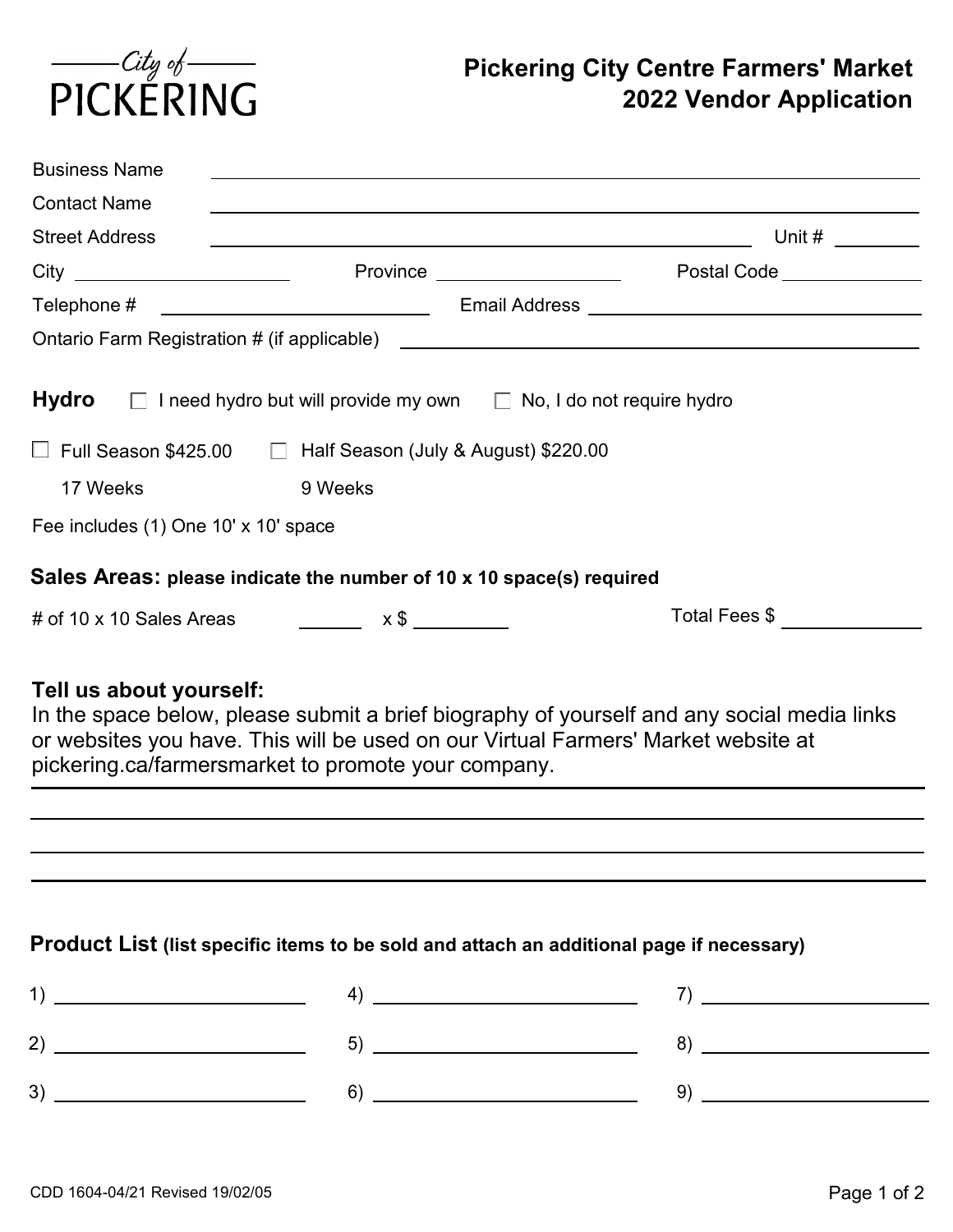City of PICKERING

# Pickering City Centre Farmers' Market 2022 Vendor Application

Business Name ______________________________

Contact Name ______________________________

Street Address ______________________________ Unit # __________

City ______________ Province ______________ Postal Code ______________

Telephone # ______________ Email Address ______________________________

Ontario Farm Registration # (if applicable) ______________________________

**Hydro** ☐ I need hydro but will provide my own ☐ No, I do not require hydro

☐ Full Season $425.00 ☐ Half Season (July & August) $220.00

17 Weeks 9 Weeks

Fee includes (1) One 10' x 10' space

## Sales Areas: please indicate the number of 10 x 10 space(s) required

# of 10 x 10 Sales Areas ________ x $ __________ Total Fees $ __________

## Tell us about yourself:

In the space below, please submit a brief biography of yourself and any social media links or websites you have. This will be used on our Virtual Farmers' Market website at pickering.ca/farmersmarket to promote your company.

______________________________________________________________________

______________________________________________________________________

______________________________________________________________________

______________________________________________________________________

## Product List (list specific items to be sold and attach an additional page if necessary)

1) ______________ 4) ______________ 7) ______________

2) ______________ 5) ______________ 8) ______________

3) ______________ 6) ______________ 9) ______________

CDD 1604-04/21 Revised 19/02/05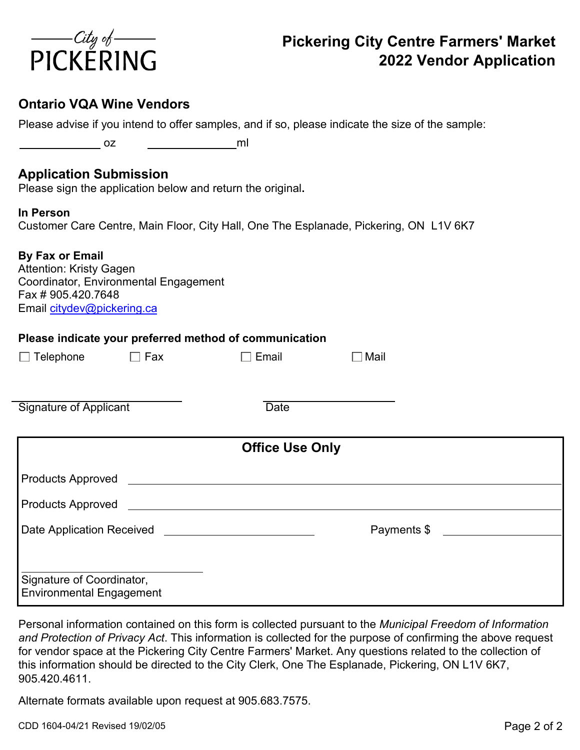City of PICKERING

# Pickering City Centre Farmers' Market 2022 Vendor Application

## Ontario VQA Wine Vendors

Please advise if you intend to offer samples, and if so, please indicate the size of the sample:

\_\_\_\_\_\_\_\_\_\_ oz    \_\_\_\_\_\_\_\_\_\_ ml

## Application Submission

Please sign the application below and return the original.

**In Person**
Customer Care Centre, Main Floor, City Hall, One The Esplanade, Pickering, ON  L1V 6K7

**By Fax or Email**
Attention: Kristy Gagen
Coordinator, Environmental Engagement
Fax # 905.420.7648
Email citydev@pickering.ca

**Please indicate your preferred method of communication**

☐ Telephone  ☐ Fax  ☐ Email  ☐ Mail

\_\_\_\_\_\_\_\_\_\_\_\_\_\_\_\_\_\_\_\_    \_\_\_\_\_\_\_\_\_\_\_\_\_\_\_\_
Signature of Applicant    Date

### Office Use Only

Products Approved \_\_\_\_\_\_\_\_\_\_\_\_\_\_\_\_\_\_\_\_\_\_\_\_\_\_\_\_\_\_

Products Approved \_\_\_\_\_\_\_\_\_\_\_\_\_\_\_\_\_\_\_\_\_\_\_\_\_\_\_\_\_\_

Date Application Received \_\_\_\_\_\_\_\_\_\_\_\_\_\_\_\_    Payments $ \_\_\_\_\_\_\_\_\_\_\_\_

\_\_\_\_\_\_\_\_\_\_\_\_\_\_\_\_\_\_\_\_
Signature of Coordinator,
Environmental Engagement

Personal information contained on this form is collected pursuant to the *Municipal Freedom of Information and Protection of Privacy Act*. This information is collected for the purpose of confirming the above request for vendor space at the Pickering City Centre Farmers' Market. Any questions related to the collection of this information should be directed to the City Clerk, One The Esplanade, Pickering, ON L1V 6K7, 905.420.4611.

Alternate formats available upon request at 905.683.7575.

CDD 1604-04/21 Revised 19/02/05